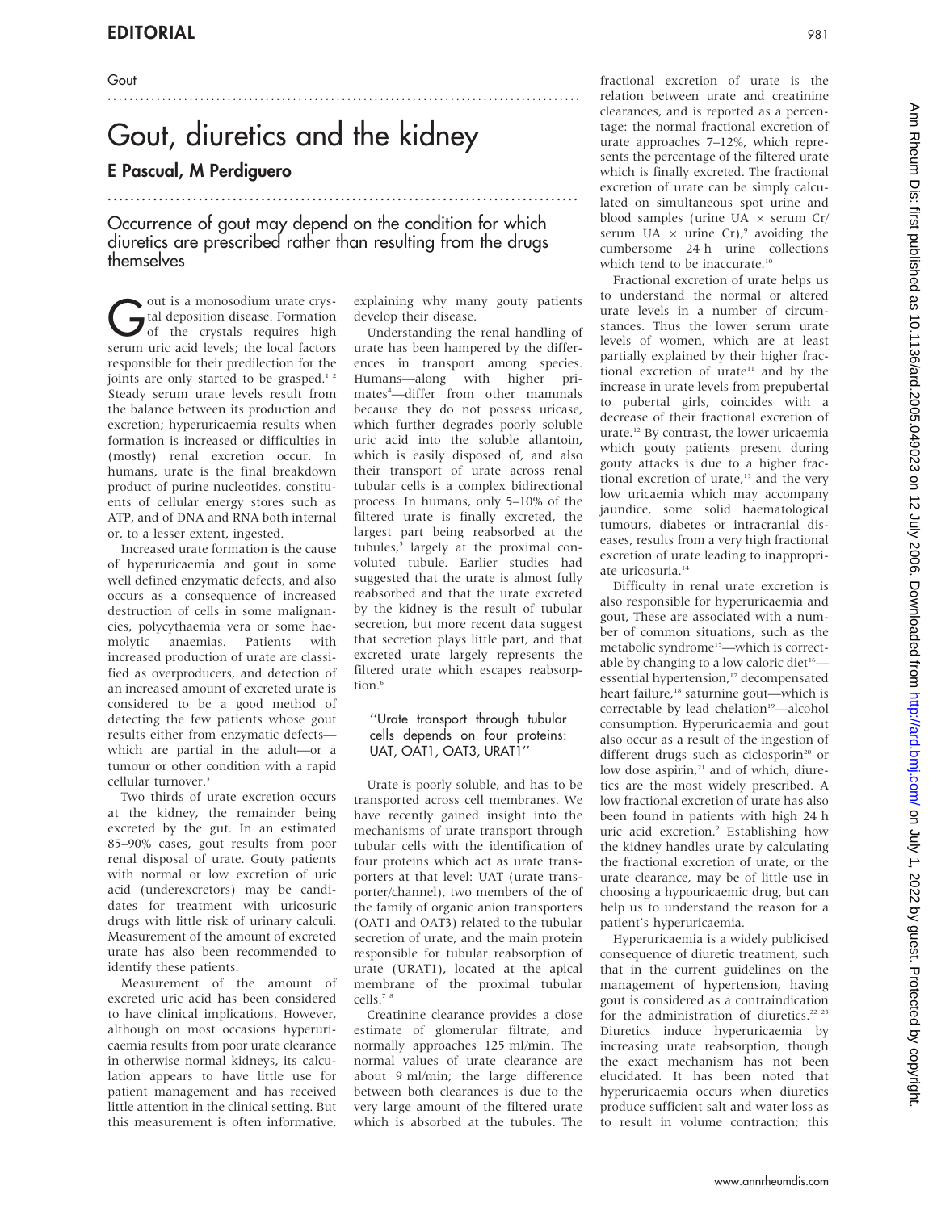Gout

# Gout, diuretics and the kidney

**E Pascual, M Perdiguero**

Occurrence of gout may depend on the condition for which diuretics are prescribed rather than resulting from the drugs themselves

Gout is a monosodium urate crystal deposition disease. Formation of the crystals requires high serum uric acid levels; the local factors responsible for their predilection for the joints are only started to be grasped.[1 2] Steady serum urate levels result from the balance between its production and excretion; hyperuricaemia results when formation is increased or difficulties in (mostly) renal excretion occur. In humans, urate is the final breakdown product of purine nucleotides, constituents of cellular energy stores such as ATP, and of DNA and RNA both internal or, to a lesser extent, ingested.

Increased urate formation is the cause of hyperuricaemia and gout in some well defined enzymatic defects, and also occurs as a consequence of increased destruction of cells in some malignancies, polycythaemia vera or some haemolytic anaemias. Patients with increased production of urate are classified as overproducers, and detection of an increased amount of excreted urate is considered to be a good method of detecting the few patients whose gout results either from enzymatic defects—which are partial in the adult—or a tumour or other condition with a rapid cellular turnover.[3]

Two thirds of urate excretion occurs at the kidney, the remainder being excreted by the gut. In an estimated 85–90% cases, gout results from poor renal disposal of urate. Gouty patients with normal or low excretion of uric acid (underexcretors) may be candidates for treatment with uricosuric drugs with little risk of urinary calculi. Measurement of the amount of excreted urate has also been recommended to identify these patients.

Measurement of the amount of excreted uric acid has been considered to have clinical implications. However, although on most occasions hyperuricaemia results from poor urate clearance in otherwise normal kidneys, its calculation appears to have little use for patient management and has received little attention in the clinical setting. But this measurement is often informative, explaining why many gouty patients develop their disease.

Understanding the renal handling of urate has been hampered by the differences in transport among species. Humans—along with higher primates[4]—differ from other mammals because they do not possess uricase, which further degrades poorly soluble uric acid into the soluble allantoin, which is easily disposed of, and also their transport of urate across renal tubular cells is a complex bidirectional process. In humans, only 5–10% of the filtered urate is finally excreted, the largest part being reabsorbed at the tubules,[5] largely at the proximal convoluted tubule. Earlier studies had suggested that the urate is almost fully reabsorbed and that the urate excreted by the kidney is the result of tubular secretion, but more recent data suggest that secretion plays little part, and that excreted urate largely represents the filtered urate which escapes reabsorption.[6]

> "Urate transport through tubular cells depends on four proteins: UAT, OAT1, OAT3, URAT1"

Urate is poorly soluble, and has to be transported across cell membranes. We have recently gained insight into the mechanisms of urate transport through tubular cells with the identification of four proteins which act as urate transporters at that level: UAT (urate transporter/channel), two members of the of the family of organic anion transporters (OAT1 and OAT3) related to the tubular secretion of urate, and the main protein responsible for tubular reabsorption of urate (URAT1), located at the apical membrane of the proximal tubular cells.[7 8]

Creatinine clearance provides a close estimate of glomerular filtrate, and normally approaches 125 ml/min. The normal values of urate clearance are about 9 ml/min; the large difference between both clearances is due to the very large amount of the filtered urate which is absorbed at the tubules. The fractional excretion of urate is the relation between urate and creatinine clearances, and is reported as a percentage: the normal fractional excretion of urate approaches 7–12%, which represents the percentage of the filtered urate which is finally excreted. The fractional excretion of urate can be simply calculated on simultaneous spot urine and blood samples (urine UA × serum Cr/serum UA × urine Cr),[9] avoiding the cumbersome 24 h urine collections which tend to be inaccurate.[10]

Fractional excretion of urate helps us to understand the normal or altered urate levels in a number of circumstances. Thus the lower serum urate levels of women, which are at least partially explained by their higher fractional excretion of urate[11] and by the increase in urate levels from prepubertal to pubertal girls, coincides with a decrease of their fractional excretion of urate.[12] By contrast, the lower uricaemia which gouty patients present during gouty attacks is due to a higher fractional excretion of urate,[13] and the very low uricaemia which may accompany jaundice, some solid haematological tumours, diabetes or intracranial diseases, results from a very high fractional excretion of urate leading to inappropriate uricosuria.[14]

Difficulty in renal urate excretion is also responsible for hyperuricaemia and gout, These are associated with a number of common situations, such as the metabolic syndrome[15]—which is correctable by changing to a low caloric diet[16]—essential hypertension,[17] decompensated heart failure,[18] saturnine gout—which is correctable by lead chelation[19]—alcohol consumption. Hyperuricaemia and gout also occur as a result of the ingestion of different drugs such as ciclosporin[20] or low dose aspirin,[21] and of which, diuretics are the most widely prescribed. A low fractional excretion of urate has also been found in patients with high 24 h uric acid excretion.[9] Establishing how the kidney handles urate by calculating the fractional excretion of urate, or the urate clearance, may be of little use in choosing a hypouricaemic drug, but can help us to understand the reason for a patient's hyperuricaemia.

Hyperuricaemia is a widely publicised consequence of diuretic treatment, such that in the current guidelines on the management of hypertension, having gout is considered as a contraindication for the administration of diuretics.[22 23] Diuretics induce hyperuricaemia by increasing urate reabsorption, though the exact mechanism has not been elucidated. It has been noted that hyperuricaemia occurs when diuretics produce sufficient salt and water loss as to result in volume contraction; this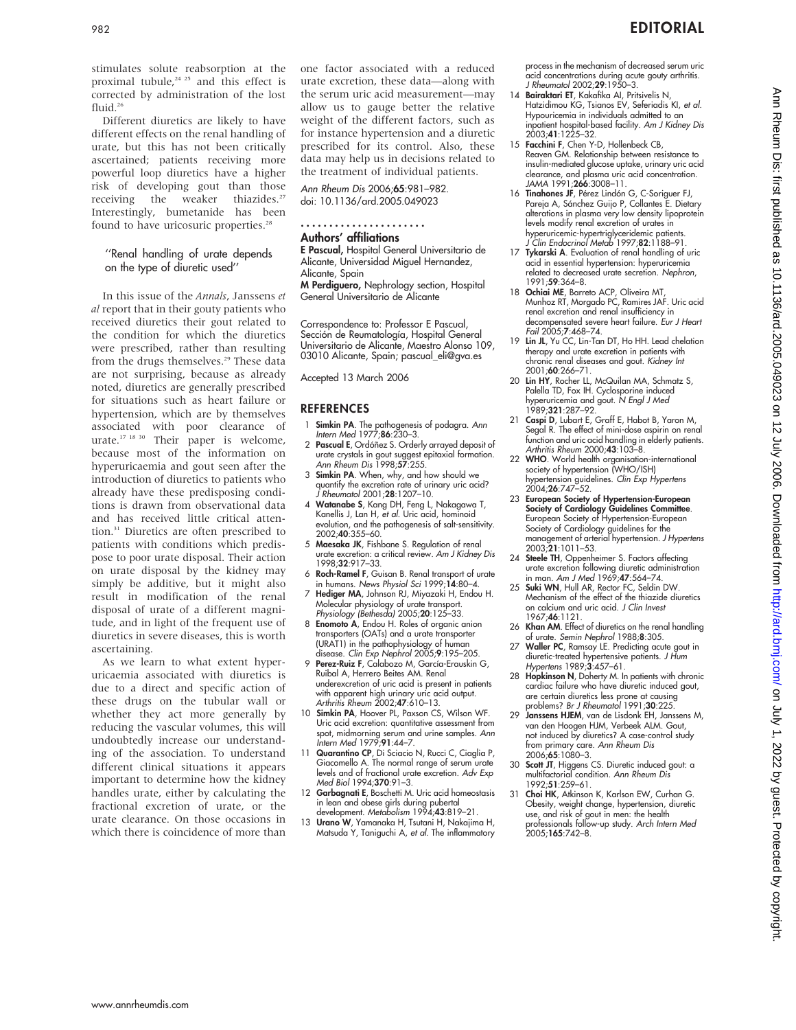stimulates solute reabsorption at the proximal tubule,[24 25] and this effect is corrected by administration of the lost fluid.[26]

Different diuretics are likely to have different effects on the renal handling of urate, but this has not been critically ascertained; patients receiving more powerful loop diuretics have a higher risk of developing gout than those receiving the weaker thiazides.[27] Interestingly, bumetanide has been found to have uricosuric properties.[28]

> "Renal handling of urate depends on the type of diuretic used"

In this issue of the *Annals*, Janssens *et al* report that in their gouty patients who received diuretics their gout related to the condition for which the diuretics were prescribed, rather than resulting from the drugs themselves.[29] These data are not surprising, because as already noted, diuretics are generally prescribed for situations such as heart failure or hypertension, which are by themselves associated with poor clearance of urate.[17 18 30] Their paper is welcome, because most of the information on hyperuricaemia and gout seen after the introduction of diuretics to patients who already have these predisposing conditions is drawn from observational data and has received little critical attention.[31] Diuretics are often prescribed to patients with conditions which predispose to poor urate disposal. Their action on urate disposal by the kidney may simply be additive, but it might also result in modification of the renal disposal of urate of a different magnitude, and in light of the frequent use of diuretics in severe diseases, this is worth ascertaining.

As we learn to what extent hyperuricaemia associated with diuretics is due to a direct and specific action of these drugs on the tubular wall or whether they act more generally by reducing the vascular volumes, this will undoubtedly increase our understanding of the association. To understand different clinical situations it appears important to determine how the kidney handles urate, either by calculating the fractional excretion of urate, or the urate clearance. On those occasions in which there is coincidence of more than one factor associated with a reduced urate excretion, these data—along with the serum uric acid measurement—may allow us to gauge better the relative weight of the different factors, such as for instance hypertension and a diuretic prescribed for its control. Also, these data may help us in decisions related to the treatment of individual patients.

*Ann Rheum Dis* 2006;**65**:981–982.
doi: 10.1136/ard.2005.049023

## Authors' affiliations

**E Pascual,** Hospital General Universitario de Alicante, Universidad Miguel Hernandez, Alicante, Spain
**M Perdiguero,** Nephrology section, Hospital General Universitario de Alicante

Correspondence to: Professor E Pascual, Sección de Reumatología, Hospital General Universitario de Alicante, Maestro Alonso 109, 03010 Alicante, Spain; pascual_eli@gva.es

Accepted 13 March 2006

## REFERENCES

1. **Simkin PA**. The pathogenesis of podagra. *Ann Intern Med* 1977;**86**:230–3.
2. **Pascual E**, Ordóñez S. Orderly arrayed deposit of urate crystals in gout suggest epitaxial formation. *Ann Rheum Dis* 1998;**57**:255.
3. **Simkin PA**. When, why, and how should we quantify the excretion rate of urinary uric acid? *J Rheumatol* 2001;**28**:1207–10.
4. **Watanabe S**, Kang DH, Feng L, Nakagawa T, Kanellis J, Lan H, *et al*. Uric acid, hominoid evolution, and the pathogenesis of salt-sensitivity. 2002;**40**:355–60.
5. **Maesaka JK**, Fishbane S. Regulation of renal urate excretion: a critical review. *Am J Kidney Dis* 1998;**32**:917–33.
6. **Roch-Ramel F**, Guisan B. Renal transport of urate in humans. *News Physiol Sci* 1999;**14**:80–4.
7. **Hediger MA**, Johnson RJ, Miyazaki H, Endou H. Molecular physiology of urate transport. *Physiology (Bethesda)* 2005;**20**:125–33.
8. **Enomoto A**, Endou H. Roles of organic anion transporters (OATs) and a urate transporter (URAT1) in the pathophysiology of human disease. *Clin Exp Nephrol* 2005;**9**:195–205.
9. **Perez-Ruiz F**, Calabozo M, García-Erauskin G, Ruibal A, Herrero Beites AM. Renal underexcretion of uric acid is present in patients with apparent high urinary uric acid output. *Arthritis Rheum* 2002;**47**:610–13.
10. **Simkin PA**, Hoover PL, Paxson CS, Wilson WF. Uric acid excretion: quantitative assessment from spot, midmorning serum and urine samples. *Ann Intern Med* 1979;**91**:44–7.
11. **Quarantino CP**, Di Sciacio N, Rucci C, Ciaglia P, Giacomello A. The normal range of serum urate levels and of fractional urate excretion. *Adv Exp Med Biol* 1994;**370**:91–3.
12. **Garbagnati E**, Boschetti M. Uric acid homeostasis in lean and obese girls during pubertal development. *Metabolism* 1994;**43**:819–21.
13. **Urano W**, Yamanaka H, Tsutani H, Nakajima H, Matsuda Y, Taniguchi A, *et al*. The inflammatory process in the mechanism of decreased serum uric acid concentrations during acute gouty arthritis. *J Rheumatol* 2002;**29**:1950–3.
14. **Bairaktari ET**, Kakafika AI, Pritsivelis N, Hatzidimou KG, Tsianos EV, Seferiadis KI, *et al*. Hypouricemia in individuals admitted to an inpatient hospital-based facility. *Am J Kidney Dis* 2003;**41**:1225–32.
15. **Facchini F**, Chen Y-D, Hollenbeck CB, Reaven GM. Relationship between resistance to insulin-mediated glucose uptake, urinary uric acid clearance, and plasma uric acid concentration. *JAMA* 1991;**266**:3008–11.
16. **Tinahones JF**, Pérez Lindón G, C-Soriguer FJ, Pareja A, Sánchez Guijo P, Collantes E. Dietary alterations in plasma very low density lipoprotein levels modify renal excretion of urates in hyperuricemic-hypertriglyceridemic patients. *J Clin Endocrinol Metab* 1997;**82**:1188–91.
17. **Tykarski A**. Evaluation of renal handling of uric acid in essential hypertension: hyperuricemia related to decreased urate secretion. *Nephron*, 1991;**59**:364–8.
18. **Ochiai ME**, Barreto ACP, Oliveira MT, Munhoz RT, Morgado PC, Ramires JAF. Uric acid renal excretion and renal insufficiency in decompensated severe heart failure. *Eur J Heart Fail* 2005;**7**:468–74.
19. **Lin JL**, Yu CC, Lin-Tan DT, Ho HH. Lead chelation therapy and urate excretion in patients with chronic renal diseases and gout. *Kidney Int* 2001;**60**:266–71.
20. **Lin HY**, Rocher LL, McQuilan MA, Schmatz S, Palella TD, Fox IH. Cyclosporine induced hyperuricemia and gout. *N Engl J Med* 1989;**321**:287–92.
21. **Caspi D**, Lubart E, Graff E, Habot B, Yaron M, Segal R. The effect of mini-dose aspirin on renal function and uric acid handling in elderly patients. *Arthritis Rheum* 2000;**43**:103–8.
22. **WHO**. World health organisation-international society of hypertension (WHO/ISH) hypertension guidelines. *Clin Exp Hypertens* 2004;**26**:747–52.
23. **European Society of Hypertension-European Society of Cardiology Guidelines Committee**. European Society of Hypertension-European Society of Cardiology guidelines for the management of arterial hypertension. *J Hypertens* 2003;**21**:1011–53.
24. **Steele TH**, Oppenheimer S. Factors affecting urate excretion following diuretic administration in man. *Am J Med* 1969;**47**:564–74.
25. **Suki WN**, Hull AR, Rector FC, Seldin DW. Mechanism of the effect of the thiazide diuretics on calcium and uric acid. *J Clin Invest* 1967;**46**:1121.
26. **Khan AM**. Effect of diuretics on the renal handling of urate. *Semin Nephrol* 1988;**8**:305.
27. **Waller PC**, Ramsay LE. Predicting acute gout in diuretic-treated hypertensive patients. *J Hum Hypertens* 1989;**3**:457–61.
28. **Hopkinson N**, Doherty M. In patients with chronic cardiac failure who have diuretic induced gout, are certain diuretics less prone at causing problems? *Br J Rheumatol* 1991;**30**:225.
29. **Janssens HJEM**, van de Lisdonk EH, Janssens M, van den Hoogen HJM, Verbeek ALM. Gout, not induced by diuretics? A case-control study from primary care. *Ann Rheum Dis* 2006;**65**:1080–3.
30. **Scott JT**, Higgens CS. Diuretic induced gout: a multifactorial condition. *Ann Rheum Dis* 1992;**51**:259–61.
31. **Choi HK**, Atkinson K, Karlson EW, Curhan G. Obesity, weight change, hypertension, diuretic use, and risk of gout in men: the health professionals follow-up study. *Arch Intern Med* 2005;**165**:742–8.